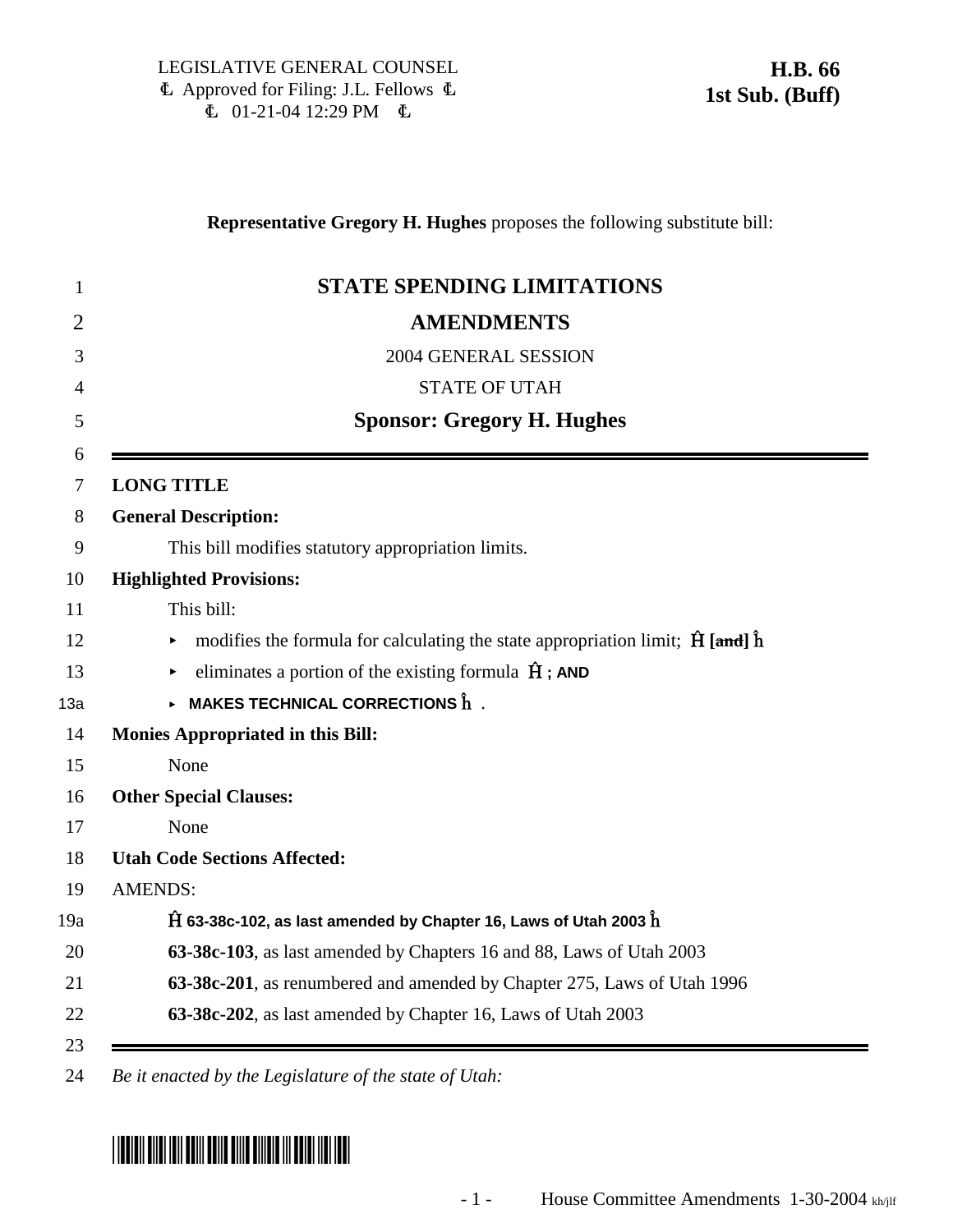LEGISLATIVE GENERAL COUNSEL
Ⱡ Approved for Filing: J.L. Fellows Ⱡ
Ⱡ 01-21-04 12:29 PM Ⱡ

**H.B. 66**
**1st Sub. (Buff)**

**Representative Gregory H. Hughes** proposes the following substitute bill:

1 **STATE SPENDING LIMITATIONS**

2 **AMENDMENTS**

3 2004 GENERAL SESSION

4 STATE OF UTAH

5 **Sponsor: Gregory H. Hughes**

6

7 **LONG TITLE**

8 **General Description:**

9 This bill modifies statutory appropriation limits.

10 **Highlighted Provisions:**

11 This bill:

12 ▸ modifies the formula for calculating the state appropriation limit; Ĥ [~~and~~] ĥ

13 ▸ eliminates a portion of the existing formula Ĥ ; AND

13a ▸ MAKES TECHNICAL CORRECTIONS ĥ .

14 **Monies Appropriated in this Bill:**

15 None

16 **Other Special Clauses:**

17 None

18 **Utah Code Sections Affected:**

19 AMENDS:

19a Ĥ **63-38c-102, as last amended by Chapter 16, Laws of Utah 2003** ĥ

20 **63-38c-103**, as last amended by Chapters 16 and 88, Laws of Utah 2003

21 **63-38c-201**, as renumbered and amended by Chapter 275, Laws of Utah 1996

22 **63-38c-202**, as last amended by Chapter 16, Laws of Utah 2003

23

24 *Be it enacted by the Legislature of the state of Utah:*

House Committee Amendments 1-30-2004 kh/jlf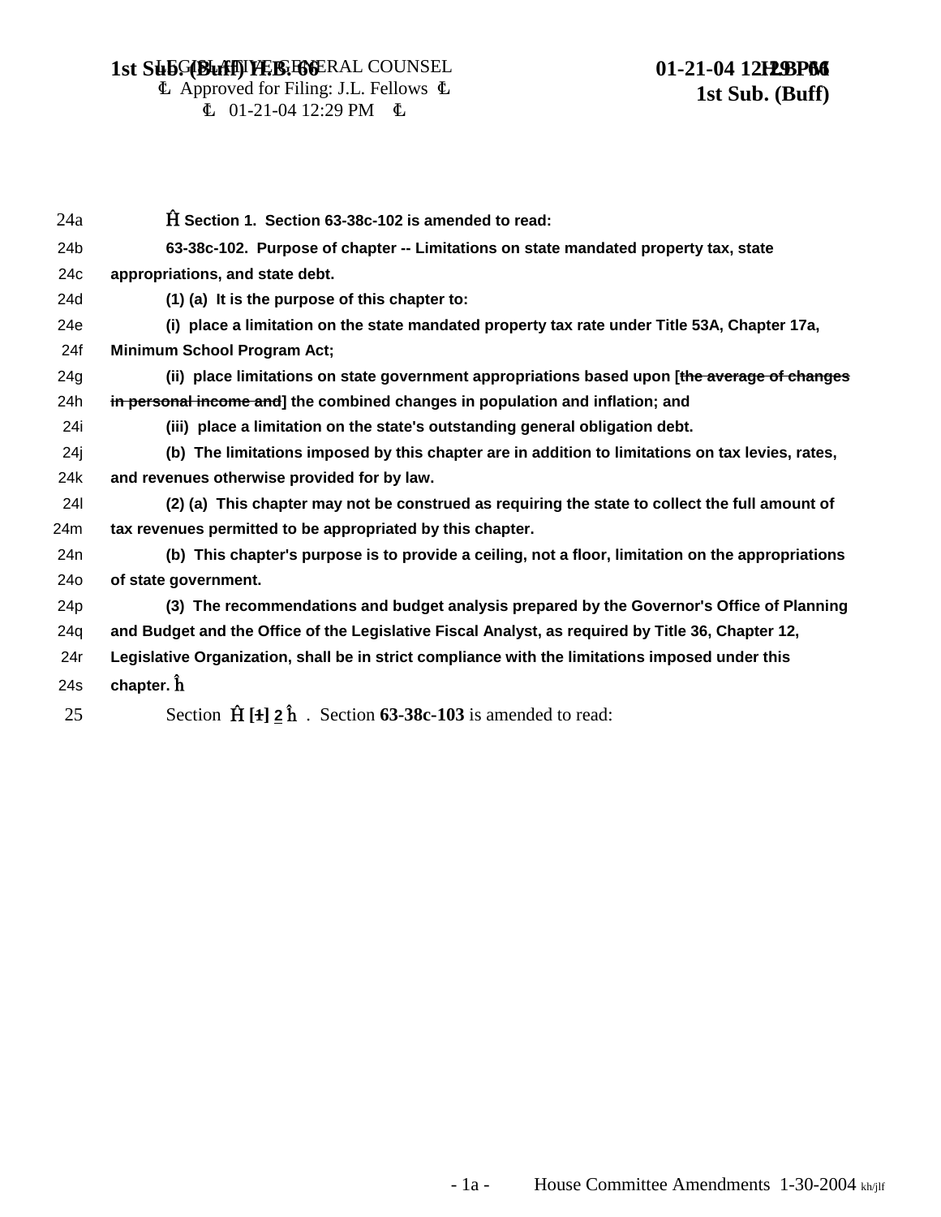24a Ĥ **Section 1. Section 63-38c-102 is amended to read:**

24b **63-38c-102. Purpose of chapter -- Limitations on state mandated property tax, state**

24c **appropriations, and state debt.**

24d **(1) (a) It is the purpose of this chapter to:**

24e **(i) place a limitation on the state mandated property tax rate under Title 53A, Chapter 17a,**

24f **Minimum School Program Act;**

24g **(ii) place limitations on state government appropriations based upon [~~the average of changes~~**

24h **~~in personal income and~~] the combined changes in population and inflation; and**

24i **(iii) place a limitation on the state's outstanding general obligation debt.**

24j **(b) The limitations imposed by this chapter are in addition to limitations on tax levies, rates,**

24k **and revenues otherwise provided for by law.**

24l **(2) (a) This chapter may not be construed as requiring the state to collect the full amount of**

24m **tax revenues permitted to be appropriated by this chapter.**

24n **(b) This chapter's purpose is to provide a ceiling, not a floor, limitation on the appropriations**

24o **of state government.**

24p **(3) The recommendations and budget analysis prepared by the Governor's Office of Planning**

24q **and Budget and the Office of the Legislative Fiscal Analyst, as required by Title 36, Chapter 12,**

24r **Legislative Organization, shall be in strict compliance with the limitations imposed under this**

24s **chapter.** ĥ

25 Section Ĥ **[~~1~~] 2** ĥ . Section **63-38c-103** is amended to read:

House Committee Amendments 1-30-2004 kh/jlf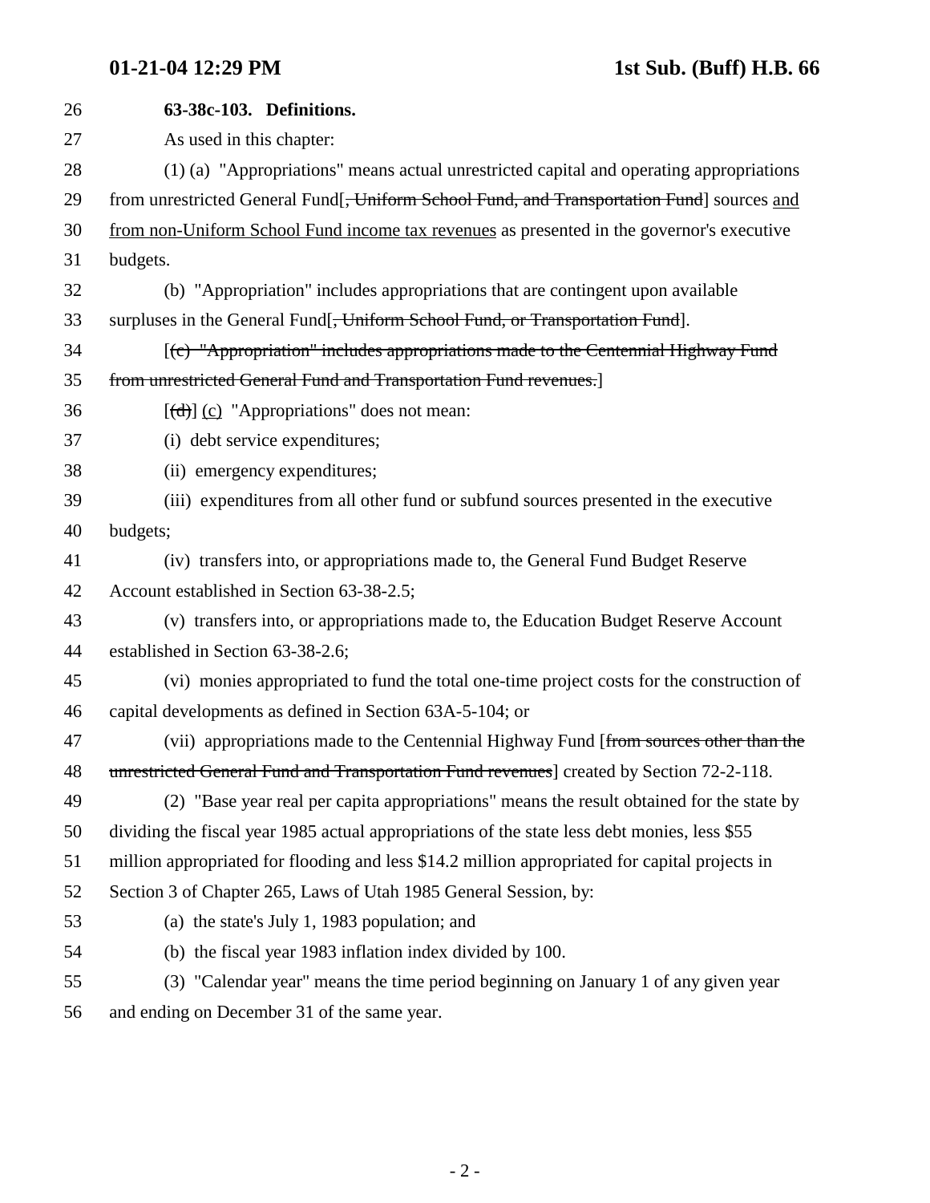**63-38c-103. Definitions.**

As used in this chapter:

(1) (a) "Appropriations" means actual unrestricted capital and operating appropriations from unrestricted General Fund[~~, Uniform School Fund, and Transportation Fund~~] sources <u>and from non-Uniform School Fund income tax revenues</u> as presented in the governor's executive budgets.

(b) "Appropriation" includes appropriations that are contingent upon available surpluses in the General Fund[~~, Uniform School Fund, or Transportation Fund~~].

[~~(c) "Appropriation" includes appropriations made to the Centennial Highway Fund from unrestricted General Fund and Transportation Fund revenues.~~]

[~~(d)~~] <u>(c)</u> "Appropriations" does not mean:

(i) debt service expenditures;

(ii) emergency expenditures;

(iii) expenditures from all other fund or subfund sources presented in the executive budgets;

(iv) transfers into, or appropriations made to, the General Fund Budget Reserve Account established in Section 63-38-2.5;

(v) transfers into, or appropriations made to, the Education Budget Reserve Account established in Section 63-38-2.6;

(vi) monies appropriated to fund the total one-time project costs for the construction of capital developments as defined in Section 63A-5-104; or

(vii) appropriations made to the Centennial Highway Fund [~~from sources other than the unrestricted General Fund and Transportation Fund revenues~~] created by Section 72-2-118.

(2) "Base year real per capita appropriations" means the result obtained for the state by dividing the fiscal year 1985 actual appropriations of the state less debt monies, less $55 million appropriated for flooding and less $14.2 million appropriated for capital projects in Section 3 of Chapter 265, Laws of Utah 1985 General Session, by:

(a) the state's July 1, 1983 population; and

(b) the fiscal year 1983 inflation index divided by 100.

(3) "Calendar year" means the time period beginning on January 1 of any given year and ending on December 31 of the same year.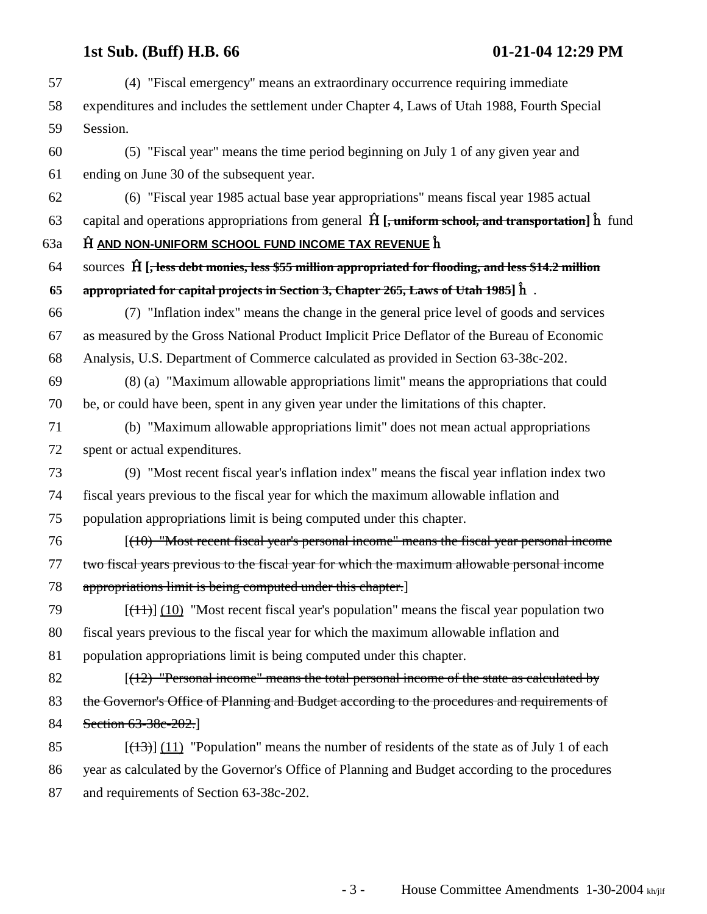57 (4) "Fiscal emergency" means an extraordinary occurrence requiring immediate
58 expenditures and includes the settlement under Chapter 4, Laws of Utah 1988, Fourth Special
59 Session.

60 (5) "Fiscal year" means the time period beginning on July 1 of any given year and
61 ending on June 30 of the subsequent year.

62 (6) "Fiscal year 1985 actual base year appropriations" means fiscal year 1985 actual
63 capital and operations appropriations from general Ĥ **[~~, uniform school, and transportation~~]** ĥ fund
63a Ĥ **AND NON-UNIFORM SCHOOL FUND INCOME TAX REVENUE** ĥ
64 sources Ĥ **[~~, less debt monies, less $55 million appropriated for flooding, and less $14.2 million~~**
65 **~~appropriated for capital projects in Section 3, Chapter 265, Laws of Utah 1985~~]** ĥ .

66 (7) "Inflation index" means the change in the general price level of goods and services
67 as measured by the Gross National Product Implicit Price Deflator of the Bureau of Economic
68 Analysis, U.S. Department of Commerce calculated as provided in Section 63-38c-202.

69 (8) (a) "Maximum allowable appropriations limit" means the appropriations that could
70 be, or could have been, spent in any given year under the limitations of this chapter.

71 (b) "Maximum allowable appropriations limit" does not mean actual appropriations
72 spent or actual expenditures.

73 (9) "Most recent fiscal year's inflation index" means the fiscal year inflation index two
74 fiscal years previous to the fiscal year for which the maximum allowable inflation and
75 population appropriations limit is being computed under this chapter.

76 [~~(10) "Most recent fiscal year's personal income" means the fiscal year personal income~~
77 ~~two fiscal years previous to the fiscal year for which the maximum allowable personal income~~
78 ~~appropriations limit is being computed under this chapter.~~]

79 [~~(11)~~] (10) "Most recent fiscal year's population" means the fiscal year population two
80 fiscal years previous to the fiscal year for which the maximum allowable inflation and
81 population appropriations limit is being computed under this chapter.

82 [~~(12) "Personal income" means the total personal income of the state as calculated by~~
83 ~~the Governor's Office of Planning and Budget according to the procedures and requirements of~~
84 ~~Section 63-38c-202.~~]

85 [~~(13)~~] (11) "Population" means the number of residents of the state as of July 1 of each
86 year as calculated by the Governor's Office of Planning and Budget according to the procedures
87 and requirements of Section 63-38c-202.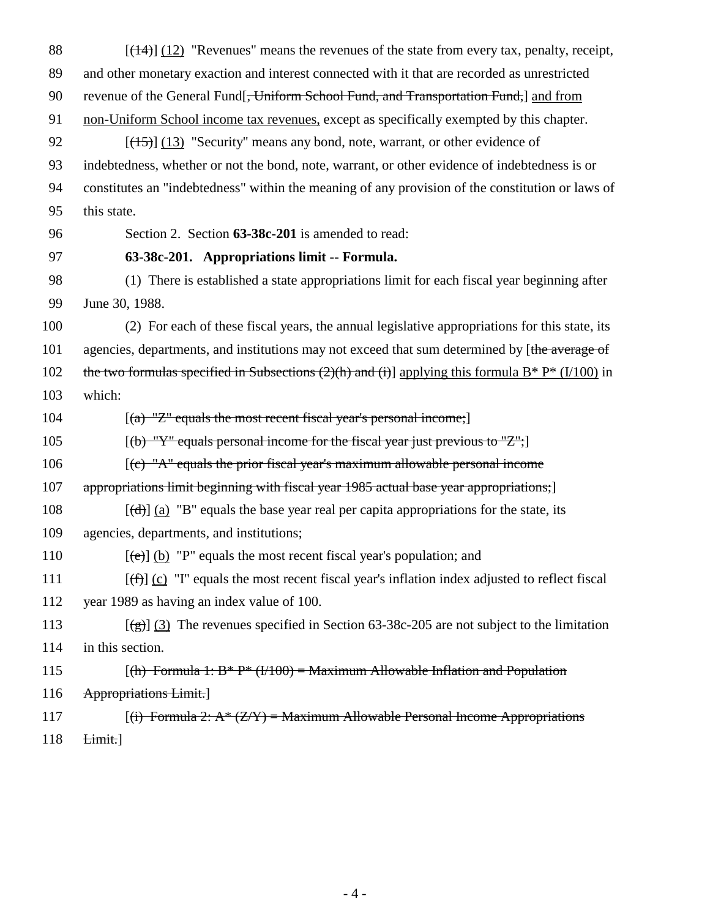88 [(14)] (12) "Revenues" means the revenues of the state from every tax, penalty, receipt,
89 and other monetary exaction and interest connected with it that are recorded as unrestricted
90 revenue of the General Fund[, Uniform School Fund, and Transportation Fund,] and from
91 non-Uniform School income tax revenues, except as specifically exempted by this chapter.
92 [(15)] (13) "Security" means any bond, note, warrant, or other evidence of
93 indebtedness, whether or not the bond, note, warrant, or other evidence of indebtedness is or
94 constitutes an "indebtedness" within the meaning of any provision of the constitution or laws of
95 this state.
96 Section 2. Section **63-38c-201** is amended to read:
97 **63-38c-201. Appropriations limit -- Formula.**
98 (1) There is established a state appropriations limit for each fiscal year beginning after
99 June 30, 1988.
100 (2) For each of these fiscal years, the annual legislative appropriations for this state, its
101 agencies, departments, and institutions may not exceed that sum determined by [the average of
102 the two formulas specified in Subsections (2)(h) and (i)] applying this formula B* P* (I/100) in
103 which:
104 [(a) "Z" equals the most recent fiscal year's personal income;]
105 [(b) "Y" equals personal income for the fiscal year just previous to "Z";]
106 [(c) "A" equals the prior fiscal year's maximum allowable personal income
107 appropriations limit beginning with fiscal year 1985 actual base year appropriations;]
108 [(d)] (a) "B" equals the base year real per capita appropriations for the state, its
109 agencies, departments, and institutions;
110 [(e)] (b) "P" equals the most recent fiscal year's population; and
111 [(f)] (c) "I" equals the most recent fiscal year's inflation index adjusted to reflect fiscal
112 year 1989 as having an index value of 100.
113 [(g)] (3) The revenues specified in Section 63-38c-205 are not subject to the limitation
114 in this section.
115 [(h) Formula 1: B* P* (I/100) = Maximum Allowable Inflation and Population
116 Appropriations Limit.]
117 [(i) Formula 2: A* (Z/Y) = Maximum Allowable Personal Income Appropriations
118 Limit.]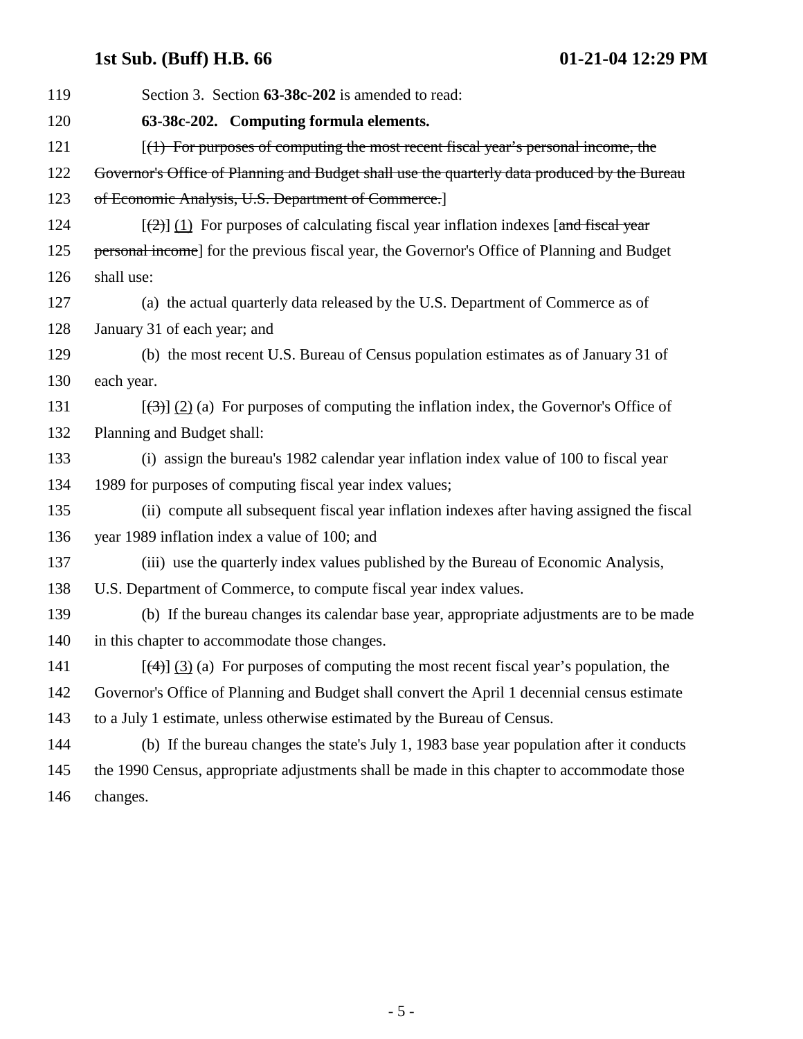Section 3. Section **63-38c-202** is amended to read:

**63-38c-202. Computing formula elements.**

[~~(1) For purposes of computing the most recent fiscal year's personal income, the Governor's Office of Planning and Budget shall use the quarterly data produced by the Bureau of Economic Analysis, U.S. Department of Commerce.~~]

[~~(2)~~] (1) For purposes of calculating fiscal year inflation indexes [~~and fiscal year personal income~~] for the previous fiscal year, the Governor's Office of Planning and Budget shall use:

(a) the actual quarterly data released by the U.S. Department of Commerce as of January 31 of each year; and

(b) the most recent U.S. Bureau of Census population estimates as of January 31 of each year.

[~~(3)~~] (2) (a) For purposes of computing the inflation index, the Governor's Office of Planning and Budget shall:

(i) assign the bureau's 1982 calendar year inflation index value of 100 to fiscal year 1989 for purposes of computing fiscal year index values;

(ii) compute all subsequent fiscal year inflation indexes after having assigned the fiscal year 1989 inflation index a value of 100; and

(iii) use the quarterly index values published by the Bureau of Economic Analysis, U.S. Department of Commerce, to compute fiscal year index values.

(b) If the bureau changes its calendar base year, appropriate adjustments are to be made in this chapter to accommodate those changes.

[~~(4)~~] (3) (a) For purposes of computing the most recent fiscal year's population, the Governor's Office of Planning and Budget shall convert the April 1 decennial census estimate to a July 1 estimate, unless otherwise estimated by the Bureau of Census.

(b) If the bureau changes the state's July 1, 1983 base year population after it conducts the 1990 Census, appropriate adjustments shall be made in this chapter to accommodate those changes.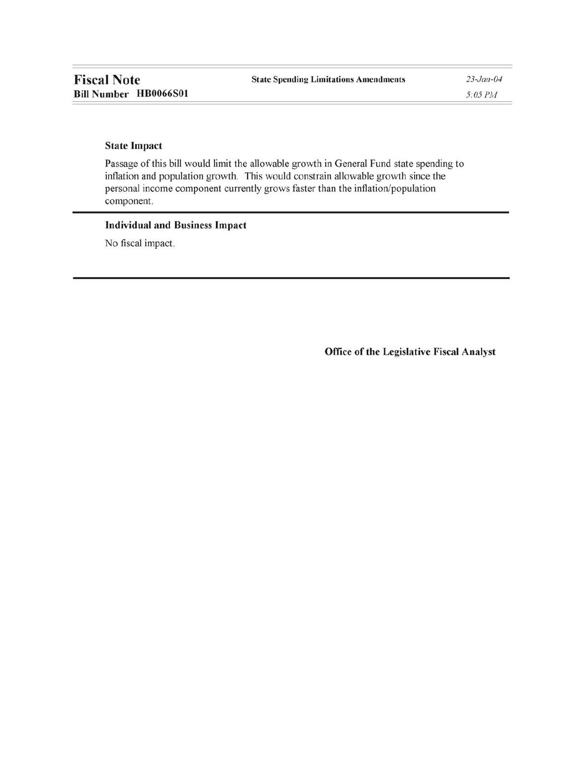# Fiscal Note

**State Spending Limitations Amendments**

23-Jan-04

**Bill Number HB0066S01**

5:05 PM

---

### State Impact

Passage of this bill would limit the allowable growth in General Fund state spending to inflation and population growth. This would constrain allowable growth since the personal income component currently grows faster than the inflation/population component.

---

### Individual and Business Impact

No fiscal impact.

---

**Office of the Legislative Fiscal Analyst**